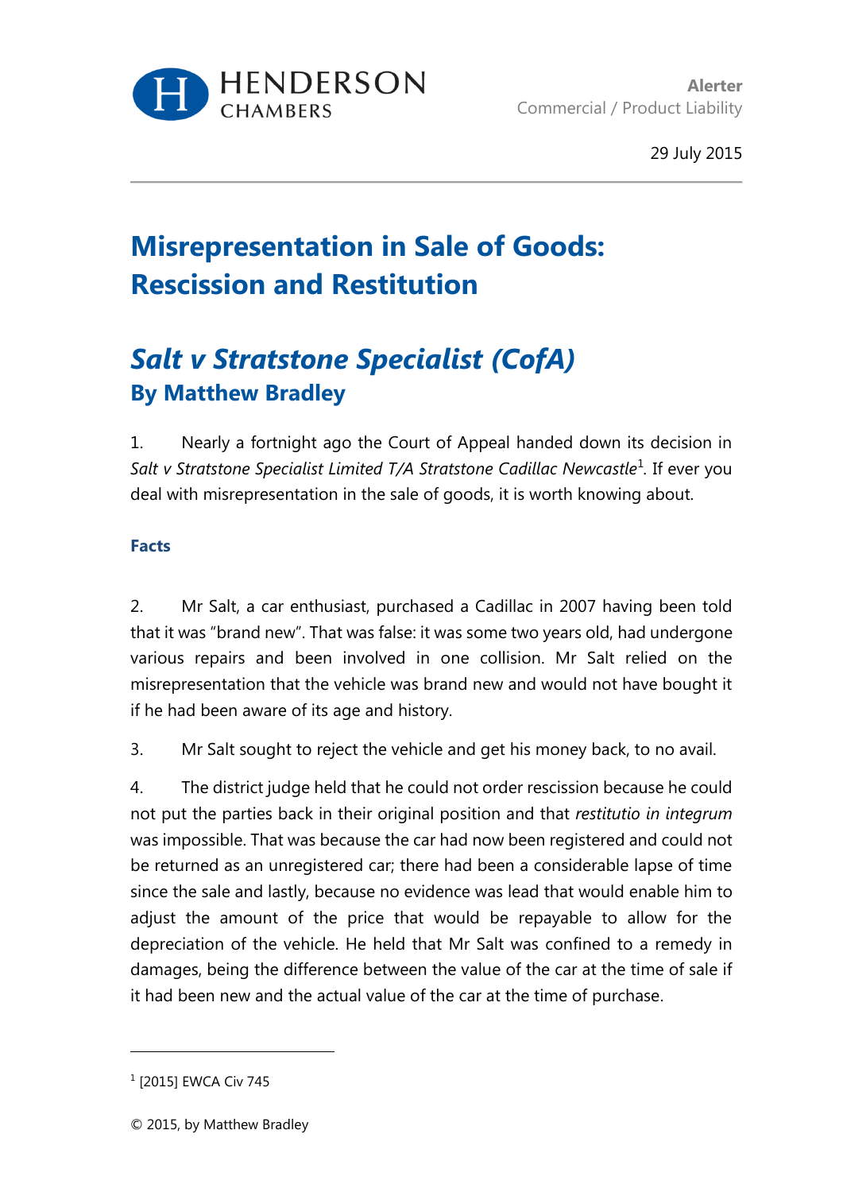HENDERSON CHAMBERS

**Alerter**
Commercial / Product Liability

29 July 2015

# Misrepresentation in Sale of Goods: Rescission and Restitution

## *Salt v Stratstone Specialist (CofA)*
### By Matthew Bradley

1. Nearly a fortnight ago the Court of Appeal handed down its decision in *Salt v Stratstone Specialist Limited T/A Stratstone Cadillac Newcastle*[1]. If ever you deal with misrepresentation in the sale of goods, it is worth knowing about.

### Facts

2. Mr Salt, a car enthusiast, purchased a Cadillac in 2007 having been told that it was "brand new". That was false: it was some two years old, had undergone various repairs and been involved in one collision. Mr Salt relied on the misrepresentation that the vehicle was brand new and would not have bought it if he had been aware of its age and history.

3. Mr Salt sought to reject the vehicle and get his money back, to no avail.

4. The district judge held that he could not order rescission because he could not put the parties back in their original position and that *restitutio in integrum* was impossible. That was because the car had now been registered and could not be returned as an unregistered car; there had been a considerable lapse of time since the sale and lastly, because no evidence was lead that would enable him to adjust the amount of the price that would be repayable to allow for the depreciation of the vehicle. He held that Mr Salt was confined to a remedy in damages, being the difference between the value of the car at the time of sale if it had been new and the actual value of the car at the time of purchase.

---

[1] [2015] EWCA Civ 745

© 2015, by Matthew Bradley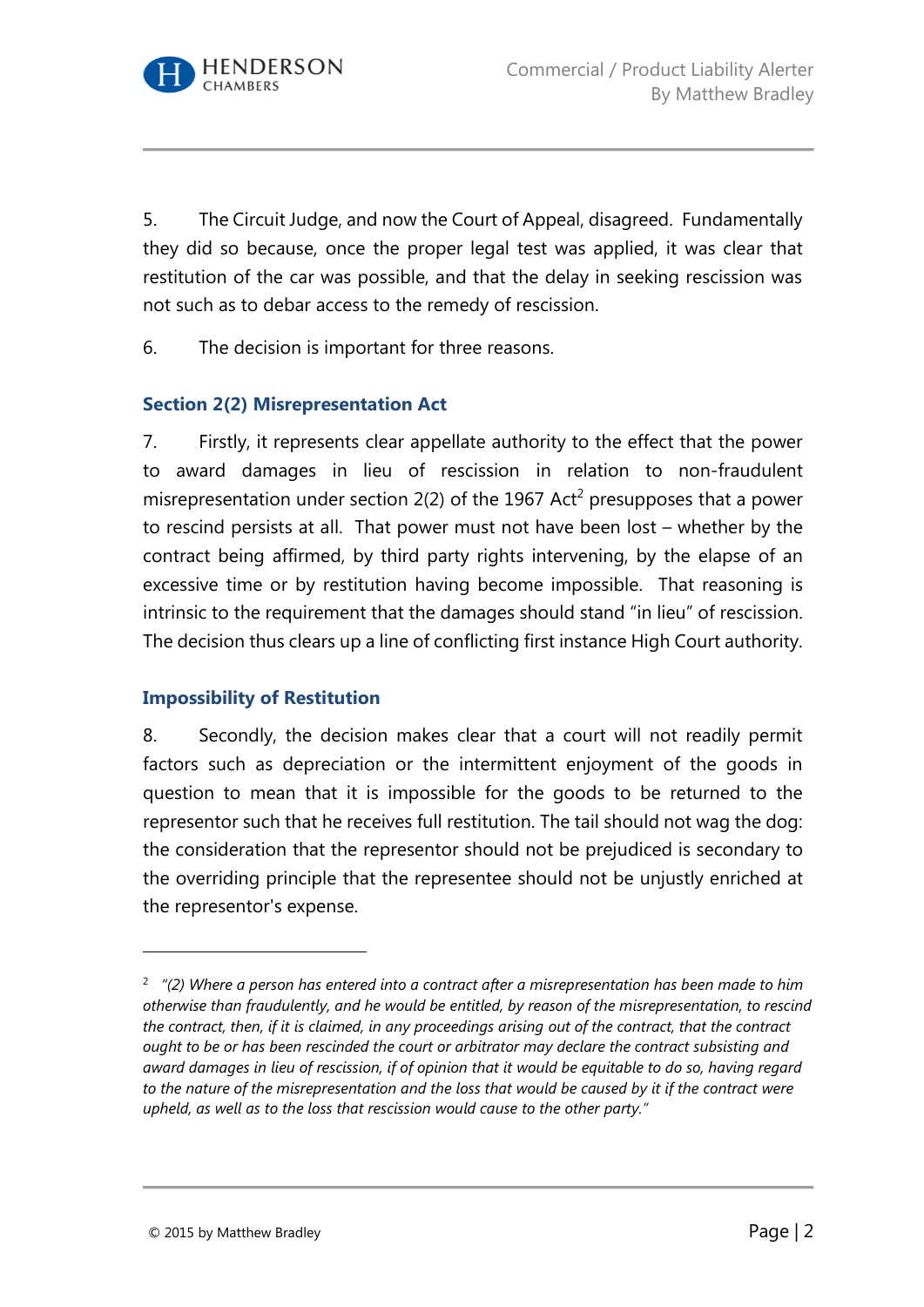5. The Circuit Judge, and now the Court of Appeal, disagreed. Fundamentally they did so because, once the proper legal test was applied, it was clear that restitution of the car was possible, and that the delay in seeking rescission was not such as to debar access to the remedy of rescission.

6. The decision is important for three reasons.

### Section 2(2) Misrepresentation Act

7. Firstly, it represents clear appellate authority to the effect that the power to award damages in lieu of rescission in relation to non-fraudulent misrepresentation under section 2(2) of the 1967 Act[2] presupposes that a power to rescind persists at all. That power must not have been lost – whether by the contract being affirmed, by third party rights intervening, by the elapse of an excessive time or by restitution having become impossible. That reasoning is intrinsic to the requirement that the damages should stand "in lieu" of rescission. The decision thus clears up a line of conflicting first instance High Court authority.

### Impossibility of Restitution

8. Secondly, the decision makes clear that a court will not readily permit factors such as depreciation or the intermittent enjoyment of the goods in question to mean that it is impossible for the goods to be returned to the representor such that he receives full restitution. The tail should not wag the dog: the consideration that the representor should not be prejudiced is secondary to the overriding principle that the representee should not be unjustly enriched at the representor's expense.

---

[2] *"(2) Where a person has entered into a contract after a misrepresentation has been made to him otherwise than fraudulently, and he would be entitled, by reason of the misrepresentation, to rescind the contract, then, if it is claimed, in any proceedings arising out of the contract, that the contract ought to be or has been rescinded the court or arbitrator may declare the contract subsisting and award damages in lieu of rescission, if of opinion that it would be equitable to do so, having regard to the nature of the misrepresentation and the loss that would be caused by it if the contract were upheld, as well as to the loss that rescission would cause to the other party."*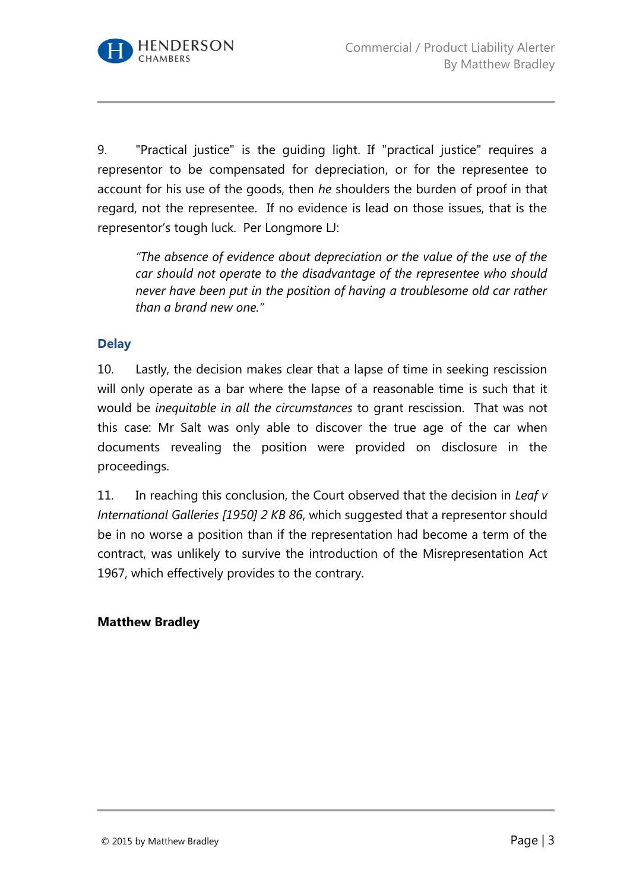9. "Practical justice" is the guiding light. If "practical justice" requires a representor to be compensated for depreciation, or for the representee to account for his use of the goods, then *he* shoulders the burden of proof in that regard, not the representee. If no evidence is lead on those issues, that is the representor's tough luck. Per Longmore LJ:

> *"The absence of evidence about depreciation or the value of the use of the car should not operate to the disadvantage of the representee who should never have been put in the position of having a troublesome old car rather than a brand new one."*

## Delay

10. Lastly, the decision makes clear that a lapse of time in seeking rescission will only operate as a bar where the lapse of a reasonable time is such that it would be *inequitable in all the circumstances* to grant rescission. That was not this case: Mr Salt was only able to discover the true age of the car when documents revealing the position were provided on disclosure in the proceedings.

11. In reaching this conclusion, the Court observed that the decision in *Leaf v International Galleries [1950] 2 KB 86*, which suggested that a representor should be in no worse a position than if the representation had become a term of the contract, was unlikely to survive the introduction of the Misrepresentation Act 1967, which effectively provides to the contrary.

**Matthew Bradley**